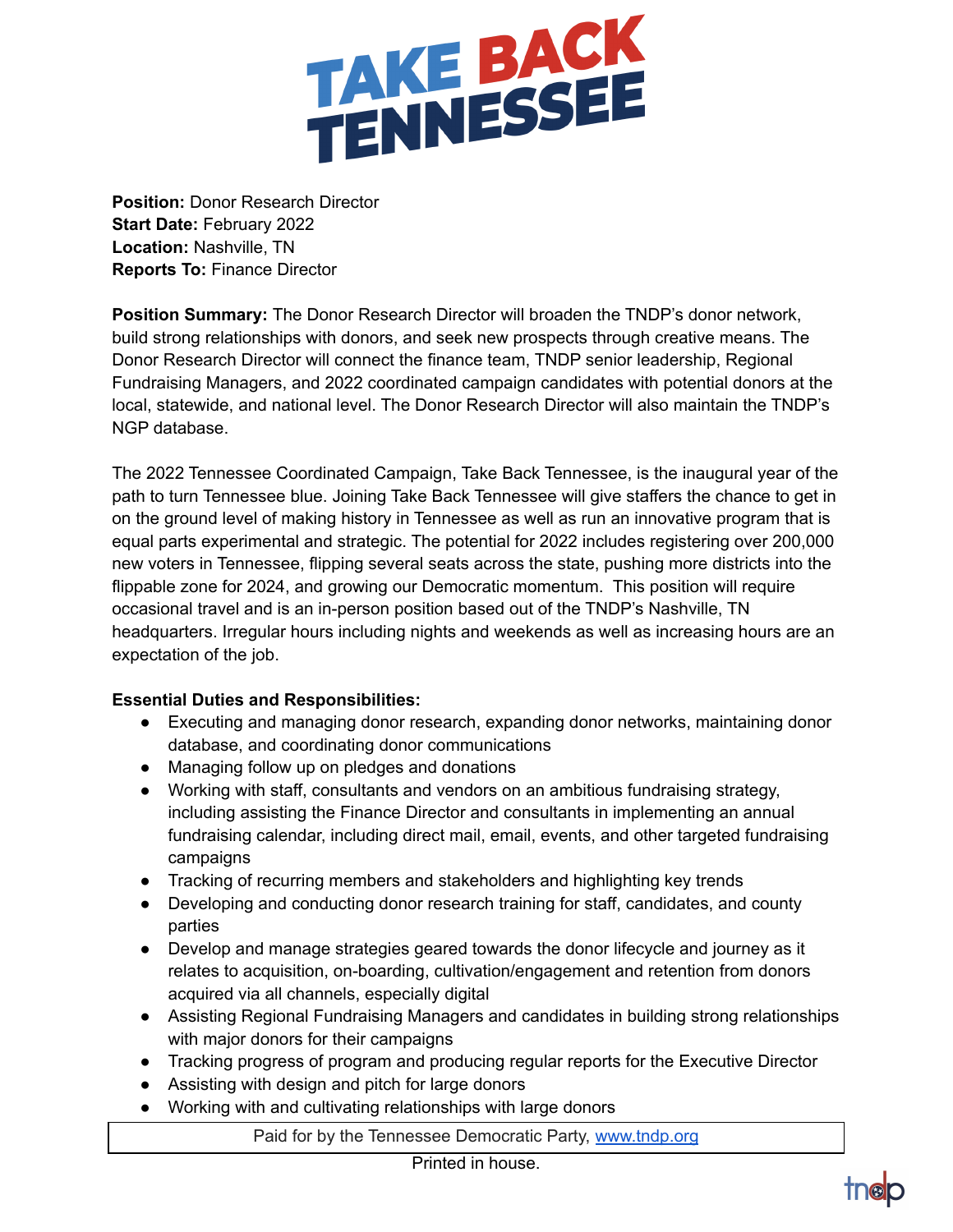# TAKE BACK TENNESSEE

**Position:** Donor Research Director
**Start Date:** February 2022
**Location:** Nashville, TN
**Reports To:** Finance Director

**Position Summary:** The Donor Research Director will broaden the TNDP's donor network, build strong relationships with donors, and seek new prospects through creative means. The Donor Research Director will connect the finance team, TNDP senior leadership, Regional Fundraising Managers, and 2022 coordinated campaign candidates with potential donors at the local, statewide, and national level. The Donor Research Director will also maintain the TNDP's NGP database.

The 2022 Tennessee Coordinated Campaign, Take Back Tennessee, is the inaugural year of the path to turn Tennessee blue. Joining Take Back Tennessee will give staffers the chance to get in on the ground level of making history in Tennessee as well as run an innovative program that is equal parts experimental and strategic. The potential for 2022 includes registering over 200,000 new voters in Tennessee, flipping several seats across the state, pushing more districts into the flippable zone for 2024, and growing our Democratic momentum. This position will require occasional travel and is an in-person position based out of the TNDP's Nashville, TN headquarters. Irregular hours including nights and weekends as well as increasing hours are an expectation of the job.

**Essential Duties and Responsibilities:**

- Executing and managing donor research, expanding donor networks, maintaining donor database, and coordinating donor communications
- Managing follow up on pledges and donations
- Working with staff, consultants and vendors on an ambitious fundraising strategy, including assisting the Finance Director and consultants in implementing an annual fundraising calendar, including direct mail, email, events, and other targeted fundraising campaigns
- Tracking of recurring members and stakeholders and highlighting key trends
- Developing and conducting donor research training for staff, candidates, and county parties
- Develop and manage strategies geared towards the donor lifecycle and journey as it relates to acquisition, on-boarding, cultivation/engagement and retention from donors acquired via all channels, especially digital
- Assisting Regional Fundraising Managers and candidates in building strong relationships with major donors for their campaigns
- Tracking progress of program and producing regular reports for the Executive Director
- Assisting with design and pitch for large donors
- Working with and cultivating relationships with large donors

Paid for by the Tennessee Democratic Party, www.tndp.org

Printed in house.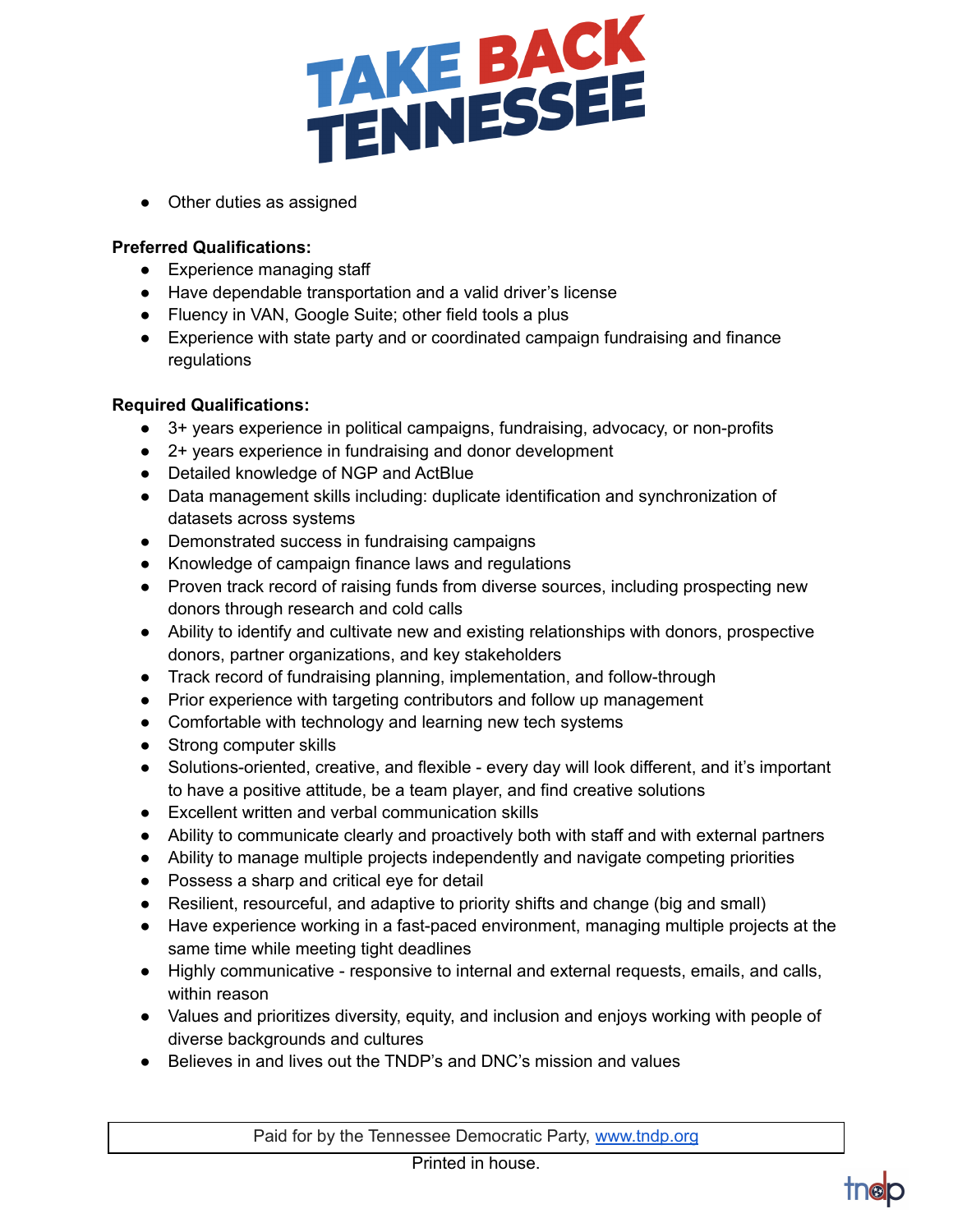- Other duties as assigned

**Preferred Qualifications:**

- Experience managing staff
- Have dependable transportation and a valid driver's license
- Fluency in VAN, Google Suite; other field tools a plus
- Experience with state party and or coordinated campaign fundraising and finance regulations

**Required Qualifications:**

- 3+ years experience in political campaigns, fundraising, advocacy, or non-profits
- 2+ years experience in fundraising and donor development
- Detailed knowledge of NGP and ActBlue
- Data management skills including: duplicate identification and synchronization of datasets across systems
- Demonstrated success in fundraising campaigns
- Knowledge of campaign finance laws and regulations
- Proven track record of raising funds from diverse sources, including prospecting new donors through research and cold calls
- Ability to identify and cultivate new and existing relationships with donors, prospective donors, partner organizations, and key stakeholders
- Track record of fundraising planning, implementation, and follow-through
- Prior experience with targeting contributors and follow up management
- Comfortable with technology and learning new tech systems
- Strong computer skills
- Solutions-oriented, creative, and flexible - every day will look different, and it's important to have a positive attitude, be a team player, and find creative solutions
- Excellent written and verbal communication skills
- Ability to communicate clearly and proactively both with staff and with external partners
- Ability to manage multiple projects independently and navigate competing priorities
- Possess a sharp and critical eye for detail
- Resilient, resourceful, and adaptive to priority shifts and change (big and small)
- Have experience working in a fast-paced environment, managing multiple projects at the same time while meeting tight deadlines
- Highly communicative - responsive to internal and external requests, emails, and calls, within reason
- Values and prioritizes diversity, equity, and inclusion and enjoys working with people of diverse backgrounds and cultures
- Believes in and lives out the TNDP's and DNC's mission and values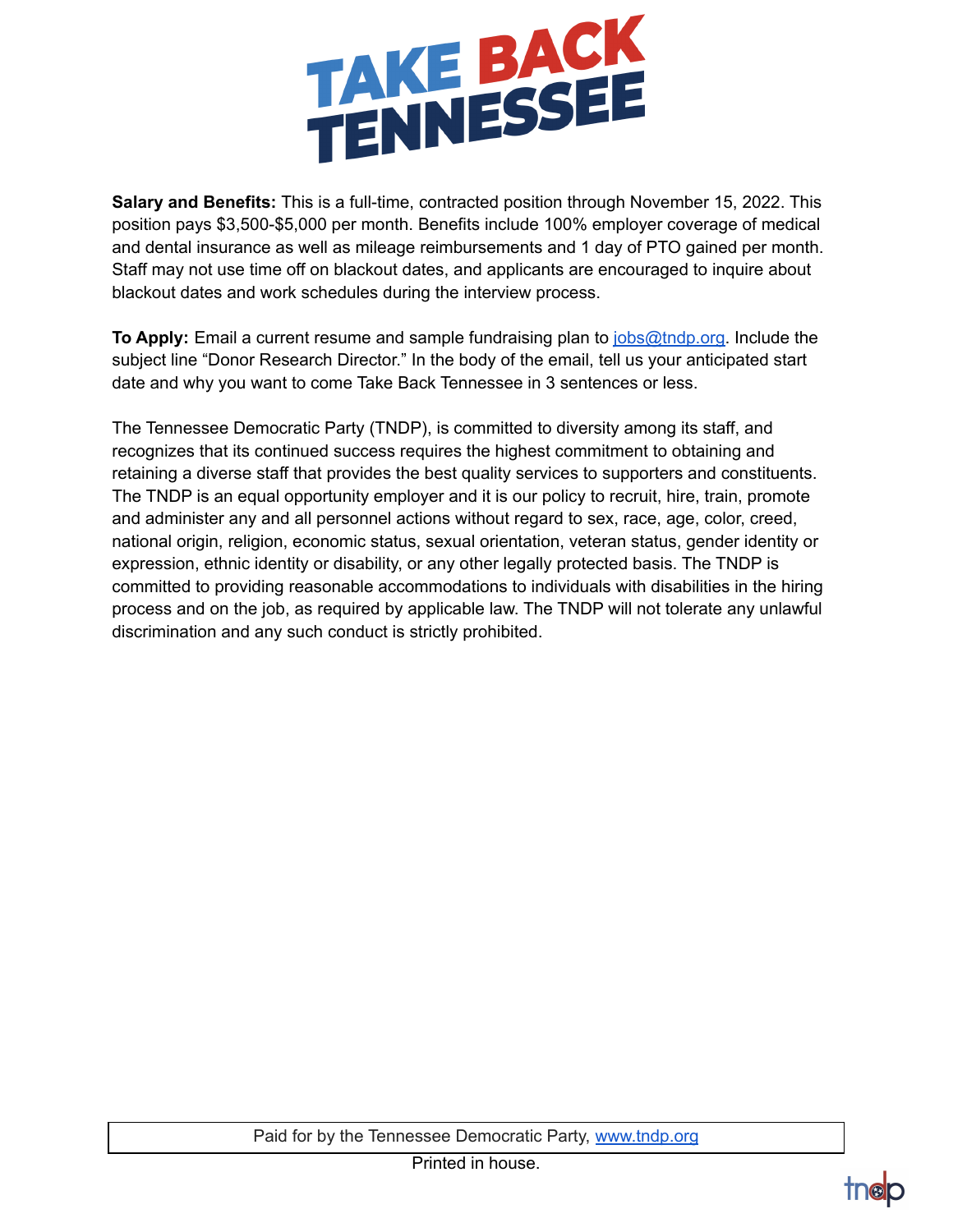**Salary and Benefits:** This is a full-time, contracted position through November 15, 2022. This position pays $3,500-$5,000 per month. Benefits include 100% employer coverage of medical and dental insurance as well as mileage reimbursements and 1 day of PTO gained per month. Staff may not use time off on blackout dates, and applicants are encouraged to inquire about blackout dates and work schedules during the interview process.

**To Apply:** Email a current resume and sample fundraising plan to jobs@tndp.org. Include the subject line "Donor Research Director." In the body of the email, tell us your anticipated start date and why you want to come Take Back Tennessee in 3 sentences or less.

The Tennessee Democratic Party (TNDP), is committed to diversity among its staff, and recognizes that its continued success requires the highest commitment to obtaining and retaining a diverse staff that provides the best quality services to supporters and constituents. The TNDP is an equal opportunity employer and it is our policy to recruit, hire, train, promote and administer any and all personnel actions without regard to sex, race, age, color, creed, national origin, religion, economic status, sexual orientation, veteran status, gender identity or expression, ethnic identity or disability, or any other legally protected basis. The TNDP is committed to providing reasonable accommodations to individuals with disabilities in the hiring process and on the job, as required by applicable law. The TNDP will not tolerate any unlawful discrimination and any such conduct is strictly prohibited.

Paid for by the Tennessee Democratic Party, www.tndp.org

Printed in house.